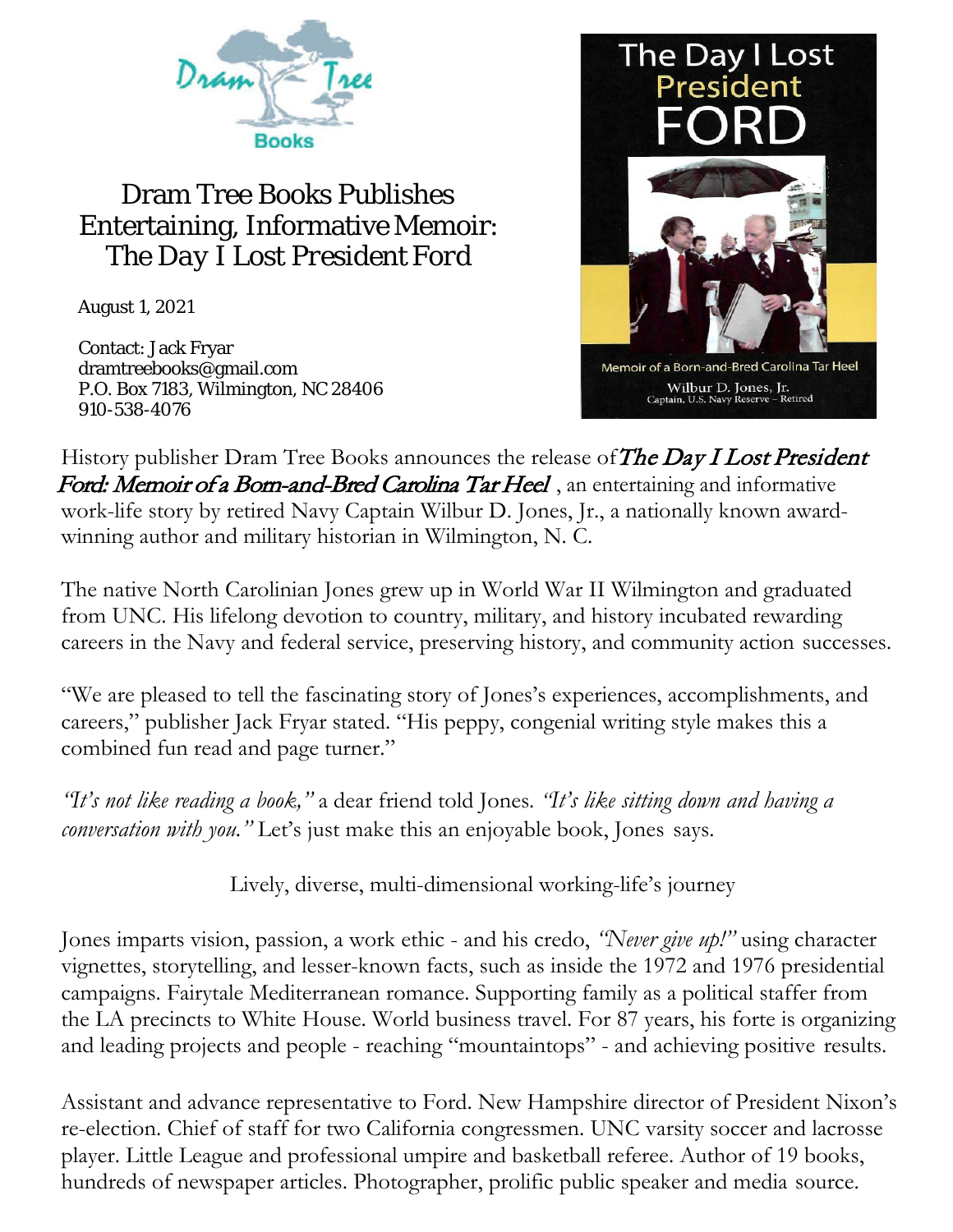# Dram Tree Books Publishes Entertaining, Informative Memoir: The Day I Lost President Ford

August 1, 2021

Contact: Jack Fryar
dramtreebooks@gmail.com
P.O. Box 7183, Wilmington, NC 28406
910-538-4076

History publisher Dram Tree Books announces the release of *The Day I Lost President Ford: Memoir of a Born-and-Bred Carolina Tar Heel*, an entertaining and informative work-life story by retired Navy Captain Wilbur D. Jones, Jr., a nationally known award-winning author and military historian in Wilmington, N. C.

The native North Carolinian Jones grew up in World War II Wilmington and graduated from UNC. His lifelong devotion to country, military, and history incubated rewarding careers in the Navy and federal service, preserving history, and community action successes.

"We are pleased to tell the fascinating story of Jones's experiences, accomplishments, and careers," publisher Jack Fryar stated. "His peppy, congenial writing style makes this a combined fun read and page turner."

*"It's not like reading a book,"* a dear friend told Jones. *"It's like sitting down and having a conversation with you."* Let's just make this an enjoyable book, Jones says.

## Lively, diverse, multi-dimensional working-life's journey

Jones imparts vision, passion, a work ethic - and his credo, *"Never give up!"* using character vignettes, storytelling, and lesser-known facts, such as inside the 1972 and 1976 presidential campaigns. Fairytale Mediterranean romance. Supporting family as a political staffer from the LA precincts to White House. World business travel. For 87 years, his forte is organizing and leading projects and people - reaching "mountaintops" - and achieving positive results.

Assistant and advance representative to Ford. New Hampshire director of President Nixon's re-election. Chief of staff for two California congressmen. UNC varsity soccer and lacrosse player. Little League and professional umpire and basketball referee. Author of 19 books, hundreds of newspaper articles. Photographer, prolific public speaker and media source.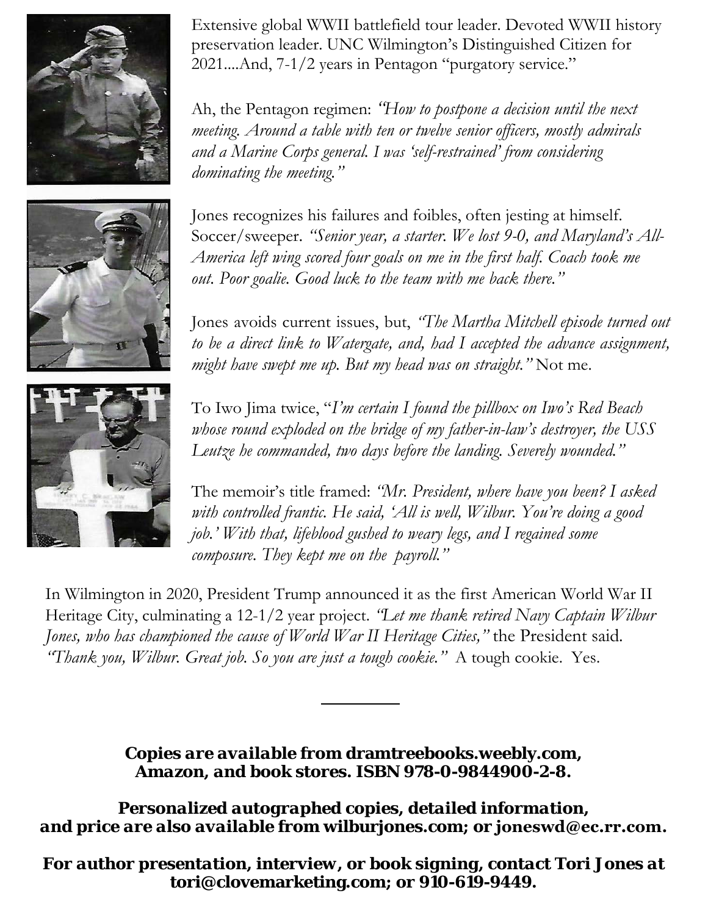Extensive global WWII battlefield tour leader. Devoted WWII history preservation leader. UNC Wilmington's Distinguished Citizen for 2021....And, 7-1/2 years in Pentagon "purgatory service."

Ah, the Pentagon regimen: *"How to postpone a decision until the next meeting. Around a table with ten or twelve senior officers, mostly admirals and a Marine Corps general. I was 'self-restrained' from considering dominating the meeting."*

Jones recognizes his failures and foibles, often jesting at himself. Soccer/sweeper. *"Senior year, a starter. We lost 9-0, and Maryland's All-America left wing scored four goals on me in the first half. Coach took me out. Poor goalie. Good luck to the team with me back there."*

Jones avoids current issues, but, *"The Martha Mitchell episode turned out to be a direct link to Watergate, and, had I accepted the advance assignment, might have swept me up. But my head was on straight."* Not me.

To Iwo Jima twice, "*I'm certain I found the pillbox on Iwo's Red Beach whose round exploded on the bridge of my father-in-law's destroyer, the USS Leutze he commanded, two days before the landing. Severely wounded."*

The memoir's title framed: *"Mr. President, where have you been? I asked with controlled frantic. He said, 'All is well, Wilbur. You're doing a good job.' With that, lifeblood gushed to weary legs, and I regained some composure. They kept me on the payroll."*

In Wilmington in 2020, President Trump announced it as the first American World War II Heritage City, culminating a 12-1/2 year project. *"Let me thank retired Navy Captain Wilbur Jones, who has championed the cause of World War II Heritage Cities,"* the President said. *"Thank you, Wilbur. Great job. So you are just a tough cookie."* A tough cookie. Yes.

---

***Copies are available from dramtreebooks.weebly.com, Amazon, and book stores. ISBN 978-0-9844900-2-8.***

***Personalized autographed copies, detailed information, and price are also available from wilburjones.com; or joneswd@ec.rr.com.***

***For author presentation, interview, or book signing, contact Tori Jones at tori@clovemarketing.com; or 910-619-9449.***